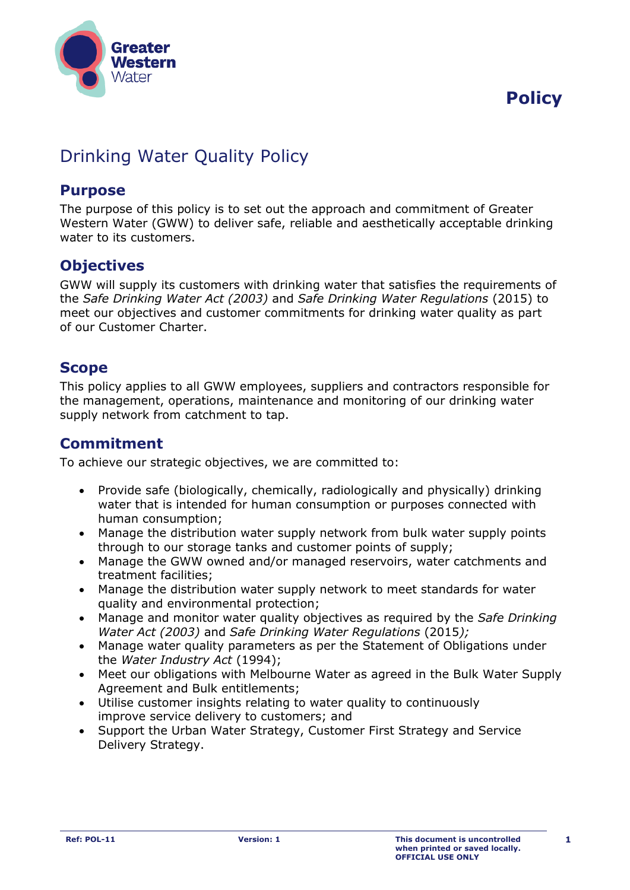# Policy

## Drinking Water Quality Policy

### Purpose

The purpose of this policy is to set out the approach and commitment of Greater Western Water (GWW) to deliver safe, reliable and aesthetically acceptable drinking water to its customers.

### Objectives

GWW will supply its customers with drinking water that satisfies the requirements of the *Safe Drinking Water Act (2003)* and *Safe Drinking Water Regulations* (2015) to meet our objectives and customer commitments for drinking water quality as part of our Customer Charter.

### Scope

This policy applies to all GWW employees, suppliers and contractors responsible for the management, operations, maintenance and monitoring of our drinking water supply network from catchment to tap.

### Commitment

To achieve our strategic objectives, we are committed to:

- Provide safe (biologically, chemically, radiologically and physically) drinking water that is intended for human consumption or purposes connected with human consumption;
- Manage the distribution water supply network from bulk water supply points through to our storage tanks and customer points of supply;
- Manage the GWW owned and/or managed reservoirs, water catchments and treatment facilities;
- Manage the distribution water supply network to meet standards for water quality and environmental protection;
- Manage and monitor water quality objectives as required by the *Safe Drinking Water Act (2003)* and *Safe Drinking Water Regulations* (2015)*;*
- Manage water quality parameters as per the Statement of Obligations under the *Water Industry Act* (1994);
- Meet our obligations with Melbourne Water as agreed in the Bulk Water Supply Agreement and Bulk entitlements;
- Utilise customer insights relating to water quality to continuously improve service delivery to customers; and
- Support the Urban Water Strategy, Customer First Strategy and Service Delivery Strategy.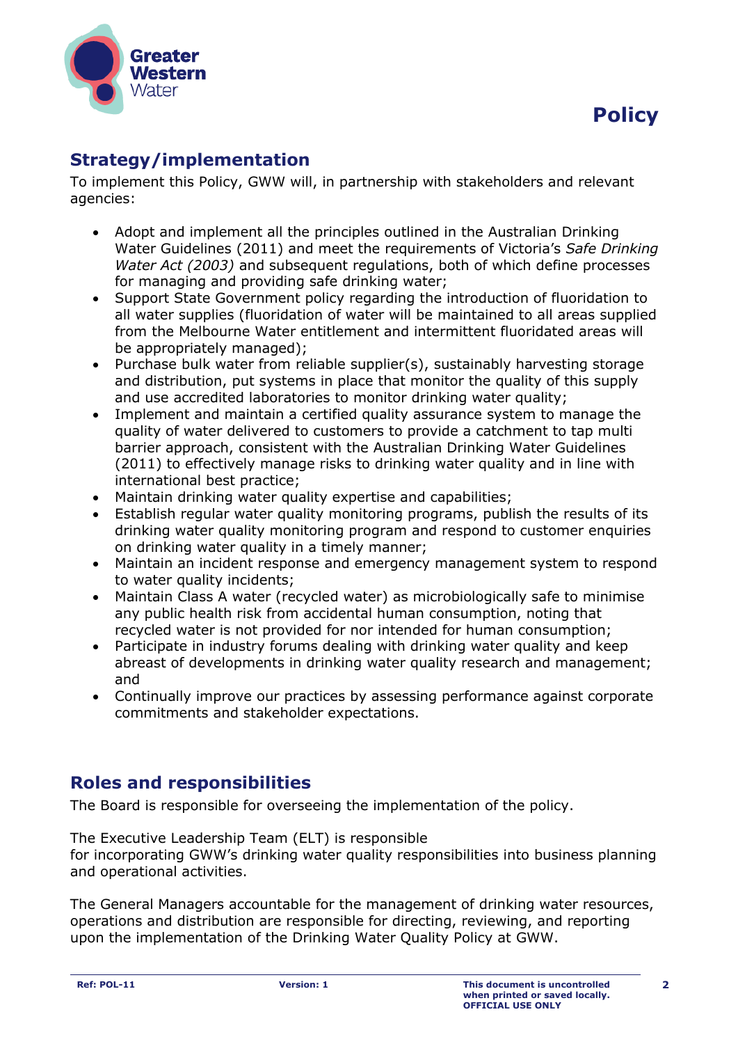## Strategy/implementation

To implement this Policy, GWW will, in partnership with stakeholders and relevant agencies:

- Adopt and implement all the principles outlined in the Australian Drinking Water Guidelines (2011) and meet the requirements of Victoria's *Safe Drinking Water Act (2003)* and subsequent regulations, both of which define processes for managing and providing safe drinking water;
- Support State Government policy regarding the introduction of fluoridation to all water supplies (fluoridation of water will be maintained to all areas supplied from the Melbourne Water entitlement and intermittent fluoridated areas will be appropriately managed);
- Purchase bulk water from reliable supplier(s), sustainably harvesting storage and distribution, put systems in place that monitor the quality of this supply and use accredited laboratories to monitor drinking water quality;
- Implement and maintain a certified quality assurance system to manage the quality of water delivered to customers to provide a catchment to tap multi barrier approach, consistent with the Australian Drinking Water Guidelines (2011) to effectively manage risks to drinking water quality and in line with international best practice;
- Maintain drinking water quality expertise and capabilities;
- Establish regular water quality monitoring programs, publish the results of its drinking water quality monitoring program and respond to customer enquiries on drinking water quality in a timely manner;
- Maintain an incident response and emergency management system to respond to water quality incidents;
- Maintain Class A water (recycled water) as microbiologically safe to minimise any public health risk from accidental human consumption, noting that recycled water is not provided for nor intended for human consumption;
- Participate in industry forums dealing with drinking water quality and keep abreast of developments in drinking water quality research and management; and
- Continually improve our practices by assessing performance against corporate commitments and stakeholder expectations.

## Roles and responsibilities

The Board is responsible for overseeing the implementation of the policy.

The Executive Leadership Team (ELT) is responsible for incorporating GWW's drinking water quality responsibilities into business planning and operational activities.

The General Managers accountable for the management of drinking water resources, operations and distribution are responsible for directing, reviewing, and reporting upon the implementation of the Drinking Water Quality Policy at GWW.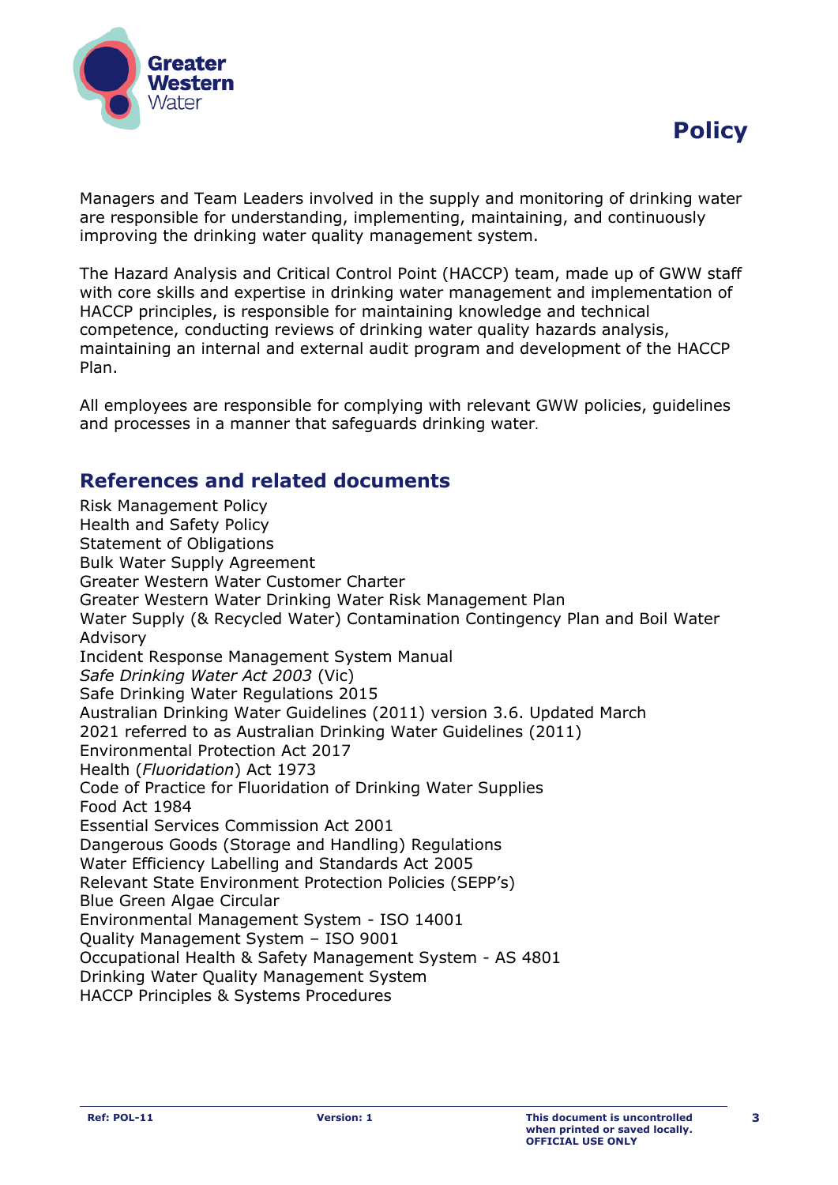Managers and Team Leaders involved in the supply and monitoring of drinking water are responsible for understanding, implementing, maintaining, and continuously improving the drinking water quality management system.

The Hazard Analysis and Critical Control Point (HACCP) team, made up of GWW staff with core skills and expertise in drinking water management and implementation of HACCP principles, is responsible for maintaining knowledge and technical competence, conducting reviews of drinking water quality hazards analysis, maintaining an internal and external audit program and development of the HACCP Plan.

All employees are responsible for complying with relevant GWW policies, guidelines and processes in a manner that safeguards drinking water.

## References and related documents

Risk Management Policy
Health and Safety Policy
Statement of Obligations
Bulk Water Supply Agreement
Greater Western Water Customer Charter
Greater Western Water Drinking Water Risk Management Plan
Water Supply (& Recycled Water) Contamination Contingency Plan and Boil Water Advisory
Incident Response Management System Manual
*Safe Drinking Water Act 2003* (Vic)
Safe Drinking Water Regulations 2015
Australian Drinking Water Guidelines (2011) version 3.6. Updated March 2021 referred to as Australian Drinking Water Guidelines (2011)
Environmental Protection Act 2017
Health (*Fluoridation*) Act 1973
Code of Practice for Fluoridation of Drinking Water Supplies
Food Act 1984
Essential Services Commission Act 2001
Dangerous Goods (Storage and Handling) Regulations
Water Efficiency Labelling and Standards Act 2005
Relevant State Environment Protection Policies (SEPP's)
Blue Green Algae Circular
Environmental Management System - ISO 14001
Quality Management System – ISO 9001
Occupational Health & Safety Management System - AS 4801
Drinking Water Quality Management System
HACCP Principles & Systems Procedures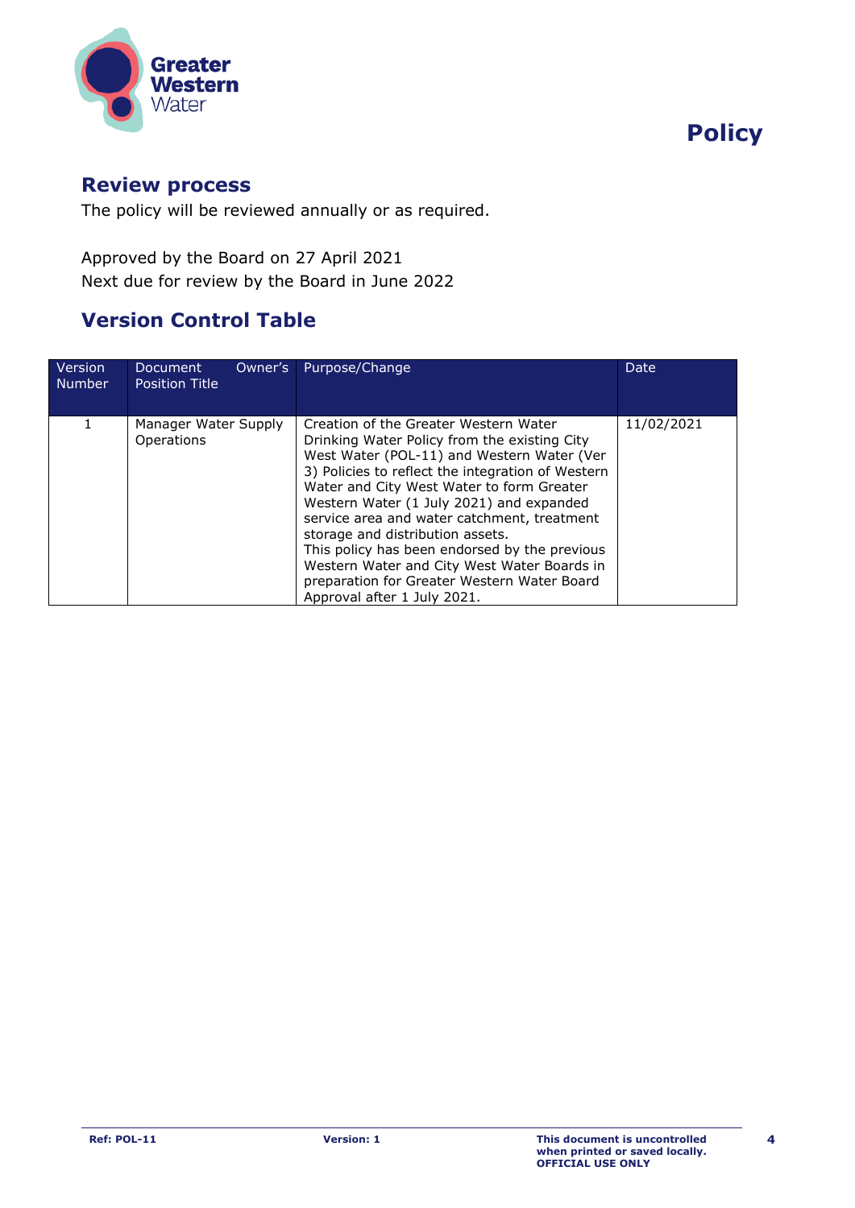**Policy**

## Review process

The policy will be reviewed annually or as required.

Approved by the Board on 27 April 2021
Next due for review by the Board in June 2022

## Version Control Table

| Version Number | Document Owner's Position Title | Purpose/Change | Date |
|---|---|---|---|
| 1 | Manager Water Supply Operations | Creation of the Greater Western Water Drinking Water Policy from the existing City West Water (POL-11) and Western Water (Ver 3) Policies to reflect the integration of Western Water and City West Water to form Greater Western Water (1 July 2021) and expanded service area and water catchment, treatment storage and distribution assets.<br>This policy has been endorsed by the previous Western Water and City West Water Boards in preparation for Greater Western Water Board Approval after 1 July 2021. | 11/02/2021 |

**Ref: POL-11** **Version: 1** **This document is uncontrolled when printed or saved locally. OFFICIAL USE ONLY**